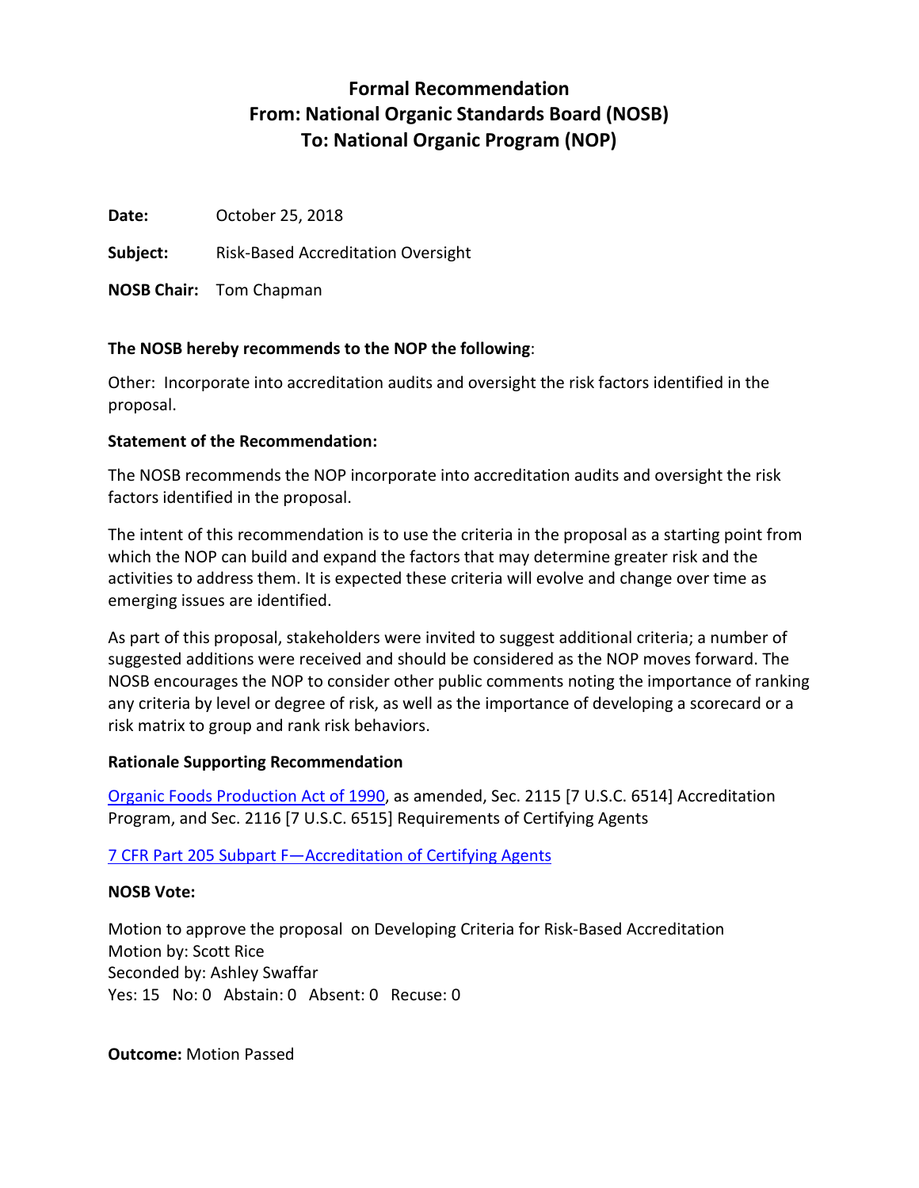# Formal Recommendation
# From: National Organic Standards Board (NOSB)
# To: National Organic Program (NOP)

**Date:** October 25, 2018

**Subject:** Risk-Based Accreditation Oversight

**NOSB Chair:** Tom Chapman

**The NOSB hereby recommends to the NOP the following**:

Other: Incorporate into accreditation audits and oversight the risk factors identified in the proposal.

**Statement of the Recommendation:**

The NOSB recommends the NOP incorporate into accreditation audits and oversight the risk factors identified in the proposal.

The intent of this recommendation is to use the criteria in the proposal as a starting point from which the NOP can build and expand the factors that may determine greater risk and the activities to address them. It is expected these criteria will evolve and change over time as emerging issues are identified.

As part of this proposal, stakeholders were invited to suggest additional criteria; a number of suggested additions were received and should be considered as the NOP moves forward. The NOSB encourages the NOP to consider other public comments noting the importance of ranking any criteria by level or degree of risk, as well as the importance of developing a scorecard or a risk matrix to group and rank risk behaviors.

**Rationale Supporting Recommendation**

Organic Foods Production Act of 1990, as amended, Sec. 2115 [7 U.S.C. 6514] Accreditation Program, and Sec. 2116 [7 U.S.C. 6515] Requirements of Certifying Agents

7 CFR Part 205 Subpart F—Accreditation of Certifying Agents

**NOSB Vote:**

Motion to approve the proposal on Developing Criteria for Risk-Based Accreditation
Motion by: Scott Rice
Seconded by: Ashley Swaffar
Yes: 15 No: 0 Abstain: 0 Absent: 0 Recuse: 0

**Outcome:** Motion Passed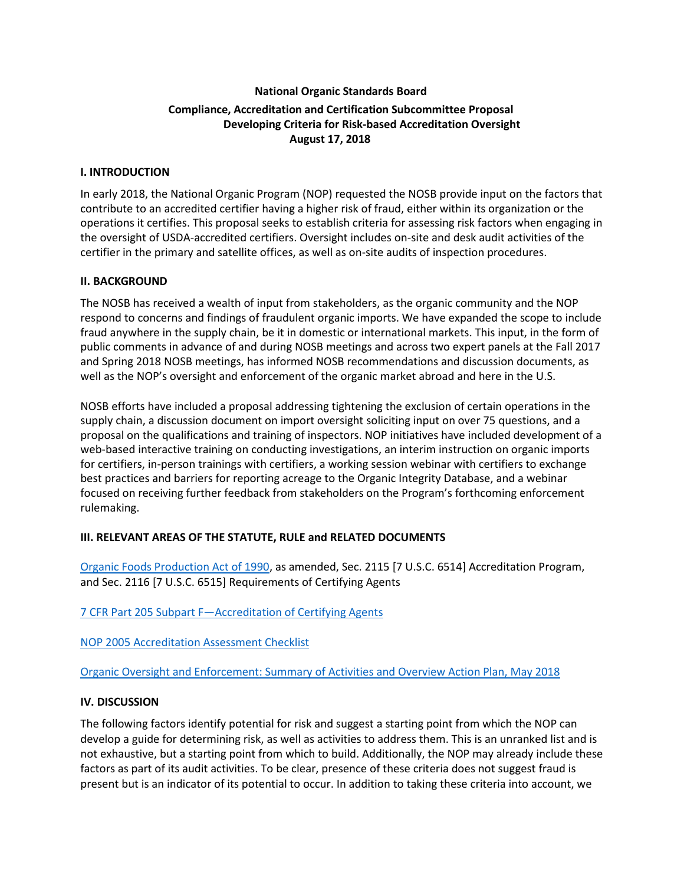**National Organic Standards Board**

**Compliance, Accreditation and Certification Subcommittee Proposal**

**Developing Criteria for Risk-based Accreditation Oversight**

**August 17, 2018**

## I. INTRODUCTION

In early 2018, the National Organic Program (NOP) requested the NOSB provide input on the factors that contribute to an accredited certifier having a higher risk of fraud, either within its organization or the operations it certifies. This proposal seeks to establish criteria for assessing risk factors when engaging in the oversight of USDA-accredited certifiers. Oversight includes on-site and desk audit activities of the certifier in the primary and satellite offices, as well as on-site audits of inspection procedures.

## II. BACKGROUND

The NOSB has received a wealth of input from stakeholders, as the organic community and the NOP respond to concerns and findings of fraudulent organic imports. We have expanded the scope to include fraud anywhere in the supply chain, be it in domestic or international markets. This input, in the form of public comments in advance of and during NOSB meetings and across two expert panels at the Fall 2017 and Spring 2018 NOSB meetings, has informed NOSB recommendations and discussion documents, as well as the NOP's oversight and enforcement of the organic market abroad and here in the U.S.

NOSB efforts have included a proposal addressing tightening the exclusion of certain operations in the supply chain, a discussion document on import oversight soliciting input on over 75 questions, and a proposal on the qualifications and training of inspectors. NOP initiatives have included development of a web-based interactive training on conducting investigations, an interim instruction on organic imports for certifiers, in-person trainings with certifiers, a working session webinar with certifiers to exchange best practices and barriers for reporting acreage to the Organic Integrity Database, and a webinar focused on receiving further feedback from stakeholders on the Program's forthcoming enforcement rulemaking.

## III. RELEVANT AREAS OF THE STATUTE, RULE and RELATED DOCUMENTS

Organic Foods Production Act of 1990, as amended, Sec. 2115 [7 U.S.C. 6514] Accreditation Program, and Sec. 2116 [7 U.S.C. 6515] Requirements of Certifying Agents

7 CFR Part 205 Subpart F—Accreditation of Certifying Agents

NOP 2005 Accreditation Assessment Checklist

Organic Oversight and Enforcement: Summary of Activities and Overview Action Plan, May 2018

## IV. DISCUSSION

The following factors identify potential for risk and suggest a starting point from which the NOP can develop a guide for determining risk, as well as activities to address them. This is an unranked list and is not exhaustive, but a starting point from which to build. Additionally, the NOP may already include these factors as part of its audit activities. To be clear, presence of these criteria does not suggest fraud is present but is an indicator of its potential to occur. In addition to taking these criteria into account, we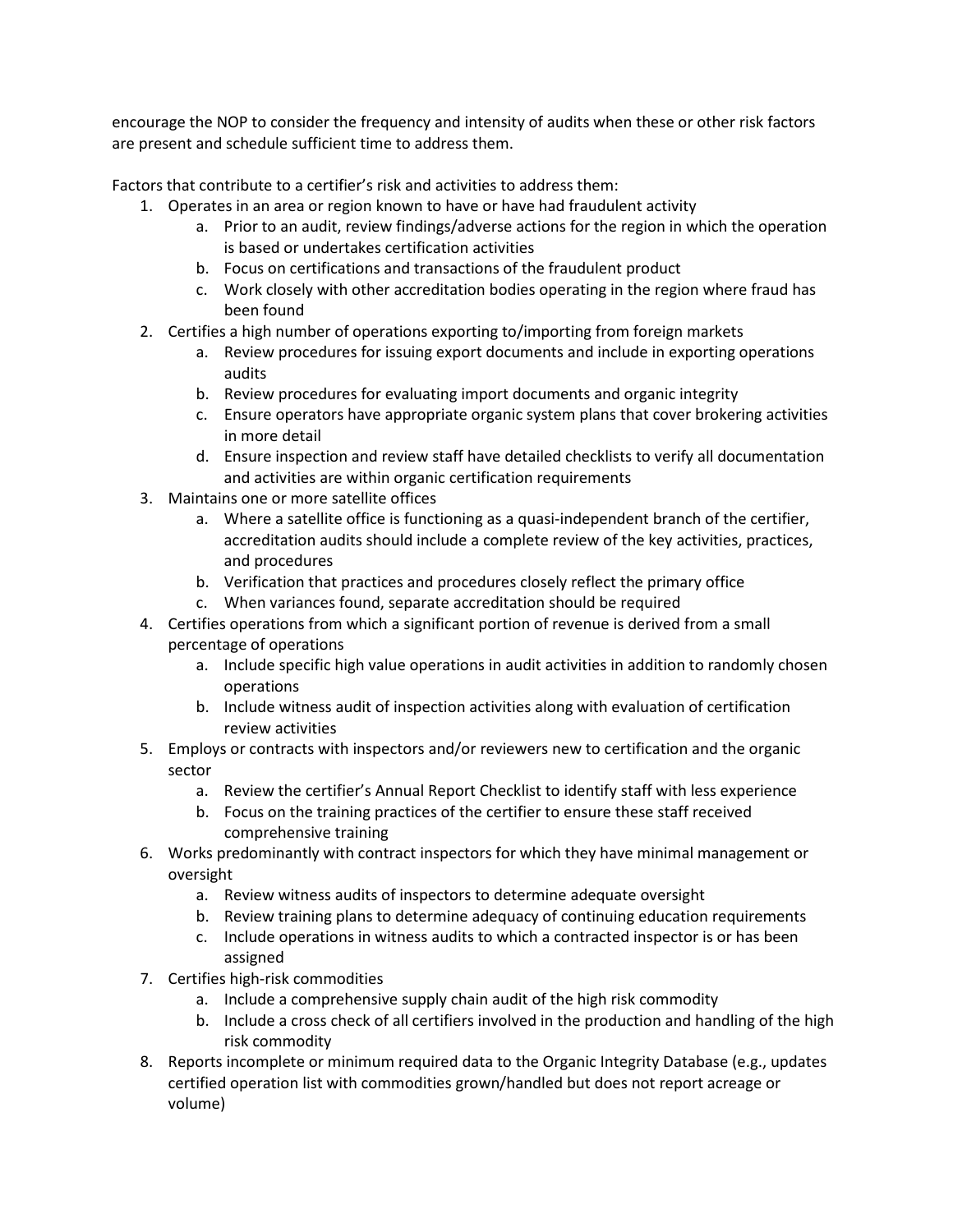encourage the NOP to consider the frequency and intensity of audits when these or other risk factors are present and schedule sufficient time to address them.

Factors that contribute to a certifier's risk and activities to address them:

1. Operates in an area or region known to have or have had fraudulent activity
    a. Prior to an audit, review findings/adverse actions for the region in which the operation is based or undertakes certification activities
    b. Focus on certifications and transactions of the fraudulent product
    c. Work closely with other accreditation bodies operating in the region where fraud has been found
2. Certifies a high number of operations exporting to/importing from foreign markets
    a. Review procedures for issuing export documents and include in exporting operations audits
    b. Review procedures for evaluating import documents and organic integrity
    c. Ensure operators have appropriate organic system plans that cover brokering activities in more detail
    d. Ensure inspection and review staff have detailed checklists to verify all documentation and activities are within organic certification requirements
3. Maintains one or more satellite offices
    a. Where a satellite office is functioning as a quasi-independent branch of the certifier, accreditation audits should include a complete review of the key activities, practices, and procedures
    b. Verification that practices and procedures closely reflect the primary office
    c. When variances found, separate accreditation should be required
4. Certifies operations from which a significant portion of revenue is derived from a small percentage of operations
    a. Include specific high value operations in audit activities in addition to randomly chosen operations
    b. Include witness audit of inspection activities along with evaluation of certification review activities
5. Employs or contracts with inspectors and/or reviewers new to certification and the organic sector
    a. Review the certifier's Annual Report Checklist to identify staff with less experience
    b. Focus on the training practices of the certifier to ensure these staff received comprehensive training
6. Works predominantly with contract inspectors for which they have minimal management or oversight
    a. Review witness audits of inspectors to determine adequate oversight
    b. Review training plans to determine adequacy of continuing education requirements
    c. Include operations in witness audits to which a contracted inspector is or has been assigned
7. Certifies high-risk commodities
    a. Include a comprehensive supply chain audit of the high risk commodity
    b. Include a cross check of all certifiers involved in the production and handling of the high risk commodity
8. Reports incomplete or minimum required data to the Organic Integrity Database (e.g., updates certified operation list with commodities grown/handled but does not report acreage or volume)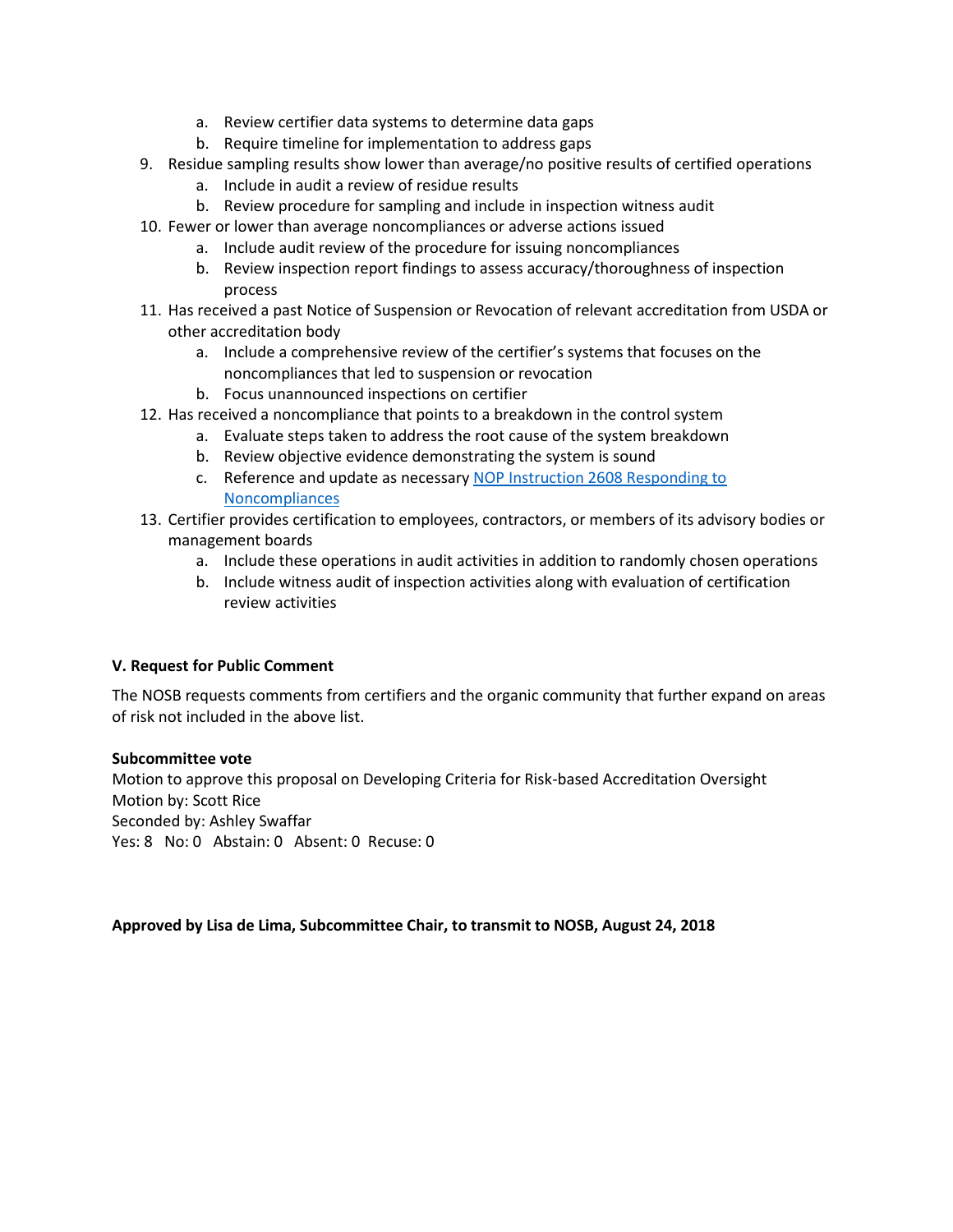a. Review certifier data systems to determine data gaps
    b. Require timeline for implementation to address gaps

9. Residue sampling results show lower than average/no positive results of certified operations
    a. Include in audit a review of residue results
    b. Review procedure for sampling and include in inspection witness audit
10. Fewer or lower than average noncompliances or adverse actions issued
    a. Include audit review of the procedure for issuing noncompliances
    b. Review inspection report findings to assess accuracy/thoroughness of inspection process
11. Has received a past Notice of Suspension or Revocation of relevant accreditation from USDA or other accreditation body
    a. Include a comprehensive review of the certifier's systems that focuses on the noncompliances that led to suspension or revocation
    b. Focus unannounced inspections on certifier
12. Has received a noncompliance that points to a breakdown in the control system
    a. Evaluate steps taken to address the root cause of the system breakdown
    b. Review objective evidence demonstrating the system is sound
    c. Reference and update as necessary NOP Instruction 2608 Responding to Noncompliances
13. Certifier provides certification to employees, contractors, or members of its advisory bodies or management boards
    a. Include these operations in audit activities in addition to randomly chosen operations
    b. Include witness audit of inspection activities along with evaluation of certification review activities

**V. Request for Public Comment**

The NOSB requests comments from certifiers and the organic community that further expand on areas of risk not included in the above list.

**Subcommittee vote**
Motion to approve this proposal on Developing Criteria for Risk-based Accreditation Oversight
Motion by: Scott Rice
Seconded by: Ashley Swaffar
Yes: 8 No: 0 Abstain: 0 Absent: 0 Recuse: 0

**Approved by Lisa de Lima, Subcommittee Chair, to transmit to NOSB, August 24, 2018**